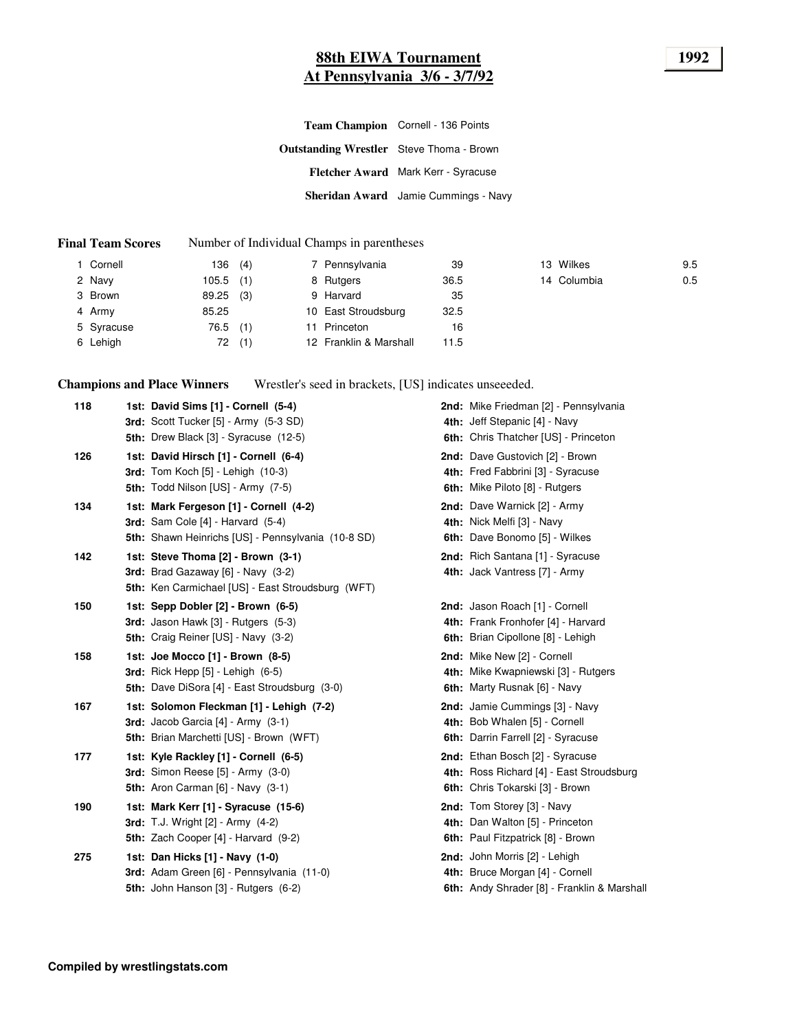# 88th EIWA Tournament
## At Pennsylvania 3/6 - 3/7/92

**1992**

**Team Champion** Cornell - 136 Points

**Outstanding Wrestler** Steve Thoma - Brown

**Fletcher Award** Mark Kerr - Syracuse

**Sheridan Award** Jamie Cummings - Navy

**Final Team Scores** Number of Individual Champs in parentheses

| | | | | | | | |
|---|---|---|---|---|---|---|---|
| 1 Cornell | 136 (4) | 7 Pennsylvania | 39 | 13 Wilkes | 9.5 | | |
| 2 Navy | 105.5 (1) | 8 Rutgers | 36.5 | 14 Columbia | 0.5 | | |
| 3 Brown | 89.25 (3) | 9 Harvard | 35 | | | | |
| 4 Army | 85.25 | 10 East Stroudsburg | 32.5 | | | | |
| 5 Syracuse | 76.5 (1) | 11 Princeton | 16 | | | | |
| 6 Lehigh | 72 (1) | 12 Franklin & Marshall | 11.5 | | | | |

**Champions and Place Winners** Wrestler's seed in brackets, [US] indicates unseeeded.

| | | |
|---|---|---|
| **118** | **1st: David Sims [1] - Cornell (5-4)** | **2nd:** Mike Friedman [2] - Pennsylvania |
| | **3rd:** Scott Tucker [5] - Army (5-3 SD) | **4th:** Jeff Stepanic [4] - Navy |
| | **5th:** Drew Black [3] - Syracuse (12-5) | **6th:** Chris Thatcher [US] - Princeton |
| **126** | **1st: David Hirsch [1] - Cornell (6-4)** | **2nd:** Dave Gustovich [2] - Brown |
| | **3rd:** Tom Koch [5] - Lehigh (10-3) | **4th:** Fred Fabbrini [3] - Syracuse |
| | **5th:** Todd Nilson [US] - Army (7-5) | **6th:** Mike Piloto [8] - Rutgers |
| **134** | **1st: Mark Fergeson [1] - Cornell (4-2)** | **2nd:** Dave Warnick [2] - Army |
| | **3rd:** Sam Cole [4] - Harvard (5-4) | **4th:** Nick Melfi [3] - Navy |
| | **5th:** Shawn Heinrichs [US] - Pennsylvania (10-8 SD) | **6th:** Dave Bonomo [5] - Wilkes |
| **142** | **1st: Steve Thoma [2] - Brown (3-1)** | **2nd:** Rich Santana [1] - Syracuse |
| | **3rd:** Brad Gazaway [6] - Navy (3-2) | **4th:** Jack Vantress [7] - Army |
| | **5th:** Ken Carmichael [US] - East Stroudsburg (WFT) | |
| **150** | **1st: Sepp Dobler [2] - Brown (6-5)** | **2nd:** Jason Roach [1] - Cornell |
| | **3rd:** Jason Hawk [3] - Rutgers (5-3) | **4th:** Frank Fronhofer [4] - Harvard |
| | **5th:** Craig Reiner [US] - Navy (3-2) | **6th:** Brian Cipollone [8] - Lehigh |
| **158** | **1st: Joe Mocco [1] - Brown (8-5)** | **2nd:** Mike New [2] - Cornell |
| | **3rd:** Rick Hepp [5] - Lehigh (6-5) | **4th:** Mike Kwapniewski [3] - Rutgers |
| | **5th:** Dave DiSora [4] - East Stroudsburg (3-0) | **6th:** Marty Rusnak [6] - Navy |
| **167** | **1st: Solomon Fleckman [1] - Lehigh (7-2)** | **2nd:** Jamie Cummings [3] - Navy |
| | **3rd:** Jacob Garcia [4] - Army (3-1) | **4th:** Bob Whalen [5] - Cornell |
| | **5th:** Brian Marchetti [US] - Brown (WFT) | **6th:** Darrin Farrell [2] - Syracuse |
| **177** | **1st: Kyle Rackley [1] - Cornell (6-5)** | **2nd:** Ethan Bosch [2] - Syracuse |
| | **3rd:** Simon Reese [5] - Army (3-0) | **4th:** Ross Richard [4] - East Stroudsburg |
| | **5th:** Aron Carman [6] - Navy (3-1) | **6th:** Chris Tokarski [3] - Brown |
| **190** | **1st: Mark Kerr [1] - Syracuse (15-6)** | **2nd:** Tom Storey [3] - Navy |
| | **3rd:** T.J. Wright [2] - Army (4-2) | **4th:** Dan Walton [5] - Princeton |
| | **5th:** Zach Cooper [4] - Harvard (9-2) | **6th:** Paul Fitzpatrick [8] - Brown |
| **275** | **1st: Dan Hicks [1] - Navy (1-0)** | **2nd:** John Morris [2] - Lehigh |
| | **3rd:** Adam Green [6] - Pennsylvania (11-0) | **4th:** Bruce Morgan [4] - Cornell |
| | **5th:** John Hanson [3] - Rutgers (6-2) | **6th:** Andy Shrader [8] - Franklin & Marshall |

**Compiled by wrestlingstats.com**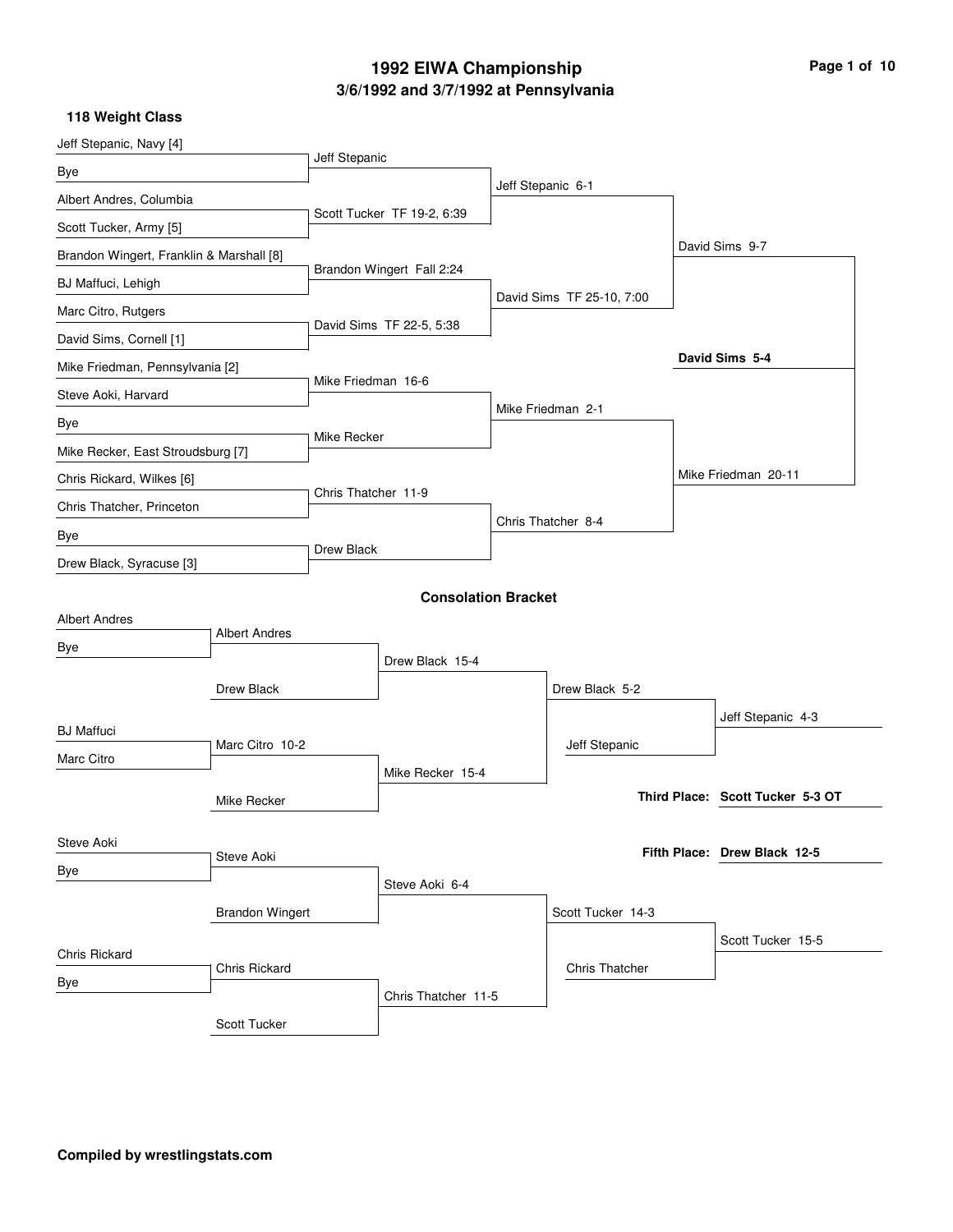# 1992 EIWA Championship

## 3/6/1992 and 3/7/1992 at Pennsylvania

### 118 Weight Class

**Championship Bracket**

First Round:
- Jeff Stepanic, Navy [4] vs Bye — Jeff Stepanic
- Albert Andres, Columbia vs Scott Tucker, Army [5] — Scott Tucker TF 19-2, 6:39
- Brandon Wingert, Franklin & Marshall [8] vs BJ Maffuci, Lehigh — Brandon Wingert Fall 2:24
- Marc Citro, Rutgers vs David Sims, Cornell [1] — David Sims TF 22-5, 5:38
- Mike Friedman, Pennsylvania [2] vs Steve Aoki, Harvard — Mike Friedman 16-6
- Bye vs Mike Recker, East Stroudsburg [7] — Mike Recker
- Chris Rickard, Wilkes [6] vs Chris Thatcher, Princeton — Chris Thatcher 11-9
- Bye vs Drew Black, Syracuse [3] — Drew Black

Quarterfinals:
- Jeff Stepanic 6-1
- David Sims TF 25-10, 7:00
- Mike Friedman 2-1
- Chris Thatcher 8-4

Semifinals:
- David Sims 9-7
- Mike Friedman 20-11

Final:
- **David Sims 5-4**

### Consolation Bracket

- Albert Andres vs Bye — Albert Andres
- Drew Black 15-4 (over Albert Andres)
- BJ Maffuci vs Marc Citro — Marc Citro 10-2
- Mike Recker 15-4 (over Marc Citro)
- Drew Black 5-2 (over Mike Recker)
- Jeff Stepanic 4-3 (over Drew Black)
- Steve Aoki vs Bye — Steve Aoki
- Steve Aoki 6-4 (over Brandon Wingert)
- Chris Rickard vs Bye — Chris Rickard
- Chris Thatcher 11-5 (over Scott Tucker)
- Scott Tucker 14-3 (over Steve Aoki)
- Scott Tucker 15-5 (over Chris Thatcher)

**Third Place: Scott Tucker 5-3 OT**

**Fifth Place: Drew Black 12-5**

Compiled by wrestlingstats.com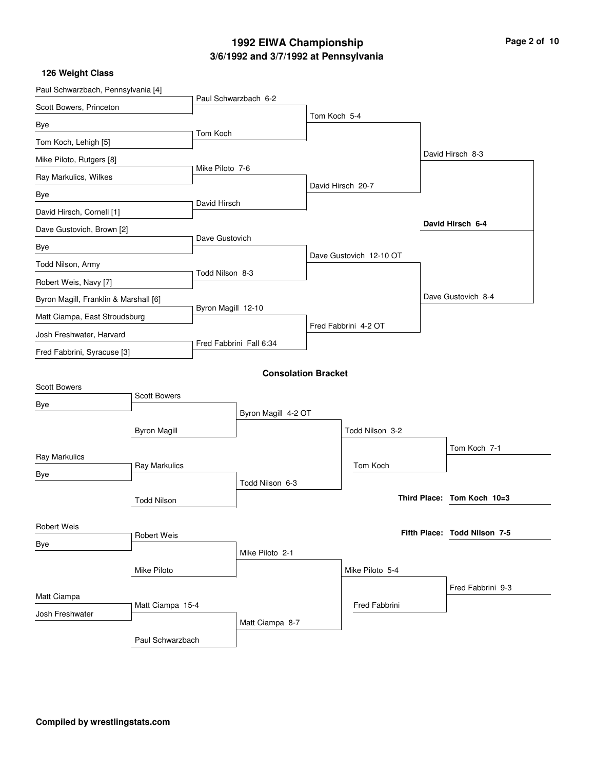# 1992 EIWA Championship

## 3/6/1992 and 3/7/1992 at Pennsylvania

### 126 Weight Class

Paul Schwarzbach, Pennsylvania [4]
Scott Bowers, Princeton
Bye
Tom Koch, Lehigh [5]
Mike Piloto, Rutgers [8]
Ray Markulics, Wilkes
Bye
David Hirsch, Cornell [1]
Dave Gustovich, Brown [2]
Bye
Todd Nilson, Army
Robert Weis, Navy [7]
Byron Magill, Franklin & Marshall [6]
Matt Ciampa, East Stroudsburg
Josh Freshwater, Harvard
Fred Fabbrini, Syracuse [3]

Paul Schwarzbach 6-2
Tom Koch
Mike Piloto 7-6
David Hirsch
Dave Gustovich
Todd Nilson 8-3
Byron Magill 12-10
Fred Fabbrini Fall 6:34

Tom Koch 5-4
David Hirsch 20-7
Dave Gustovich 12-10 OT
Fred Fabbrini 4-2 OT

David Hirsch 8-3
Dave Gustovich 8-4

**David Hirsch 6-4**

### Consolation Bracket

Scott Bowers
Bye
Ray Markulics
Bye
Robert Weis
Bye
Matt Ciampa
Josh Freshwater

Scott Bowers
Byron Magill
Ray Markulics
Todd Nilson
Robert Weis
Mike Piloto
Matt Ciampa 15-4
Paul Schwarzbach

Byron Magill 4-2 OT
Todd Nilson 6-3
Mike Piloto 2-1
Matt Ciampa 8-7

Todd Nilson 3-2
Tom Koch
Mike Piloto 5-4
Fred Fabbrini

Tom Koch 7-1
Fred Fabbrini 9-3

**Third Place: Tom Koch 10=3**

**Fifth Place: Todd Nilson 7-5**

**Compiled by wrestlingstats.com**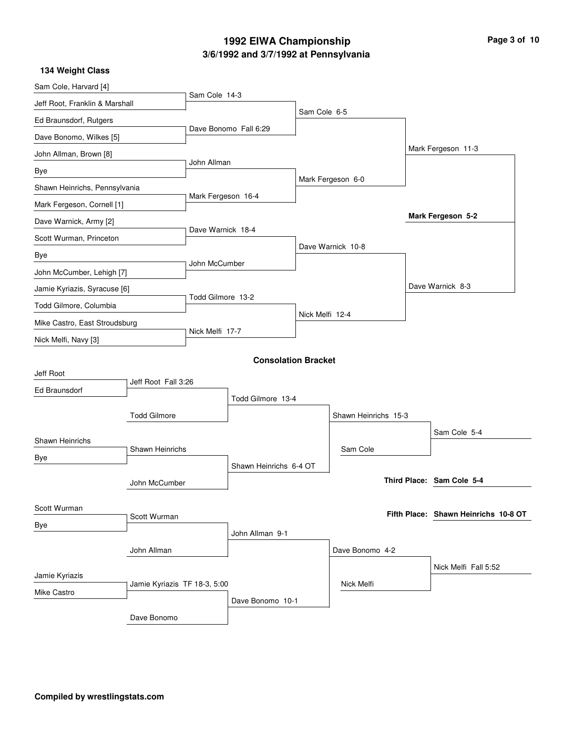# 1992 EIWA Championship

## 3/6/1992 and 3/7/1992 at Pennsylvania

### 134 Weight Class

Sam Cole, Harvard [4]
Jeff Root, Franklin & Marshall
Ed Braunsdorf, Rutgers
Dave Bonomo, Wilkes [5]
John Allman, Brown [8]
Bye
Shawn Heinrichs, Pennsylvania
Mark Fergeson, Cornell [1]
Dave Warnick, Army [2]
Scott Wurman, Princeton
Bye
John McCumber, Lehigh [7]
Jamie Kyriazis, Syracuse [6]
Todd Gilmore, Columbia
Mike Castro, East Stroudsburg
Nick Melfi, Navy [3]

Sam Cole 14-3
Dave Bonomo Fall 6:29
John Allman
Mark Fergeson 16-4
Dave Warnick 18-4
John McCumber
Todd Gilmore 13-2
Nick Melfi 17-7

Sam Cole 6-5
Mark Fergeson 6-0
Dave Warnick 10-8
Nick Melfi 12-4

Mark Fergeson 11-3
Dave Warnick 8-3

**Mark Fergeson 5-2**

### Consolation Bracket

Jeff Root
Ed Braunsdorf
Jeff Root Fall 3:26
Todd Gilmore
Todd Gilmore 13-4

Shawn Heinrichs
Bye
Shawn Heinrichs
John McCumber
Shawn Heinrichs 6-4 OT

Shawn Heinrichs 15-3
Sam Cole
Sam Cole 5-4

**Third Place: Sam Cole 5-4**

**Fifth Place: Shawn Heinrichs 10-8 OT**

Scott Wurman
Bye
Scott Wurman
John Allman
John Allman 9-1

Jamie Kyriazis
Mike Castro
Jamie Kyriazis TF 18-3, 5:00
Dave Bonomo
Dave Bonomo 10-1

Dave Bonomo 4-2
Nick Melfi
Nick Melfi Fall 5:52

**Compiled by wrestlingstats.com**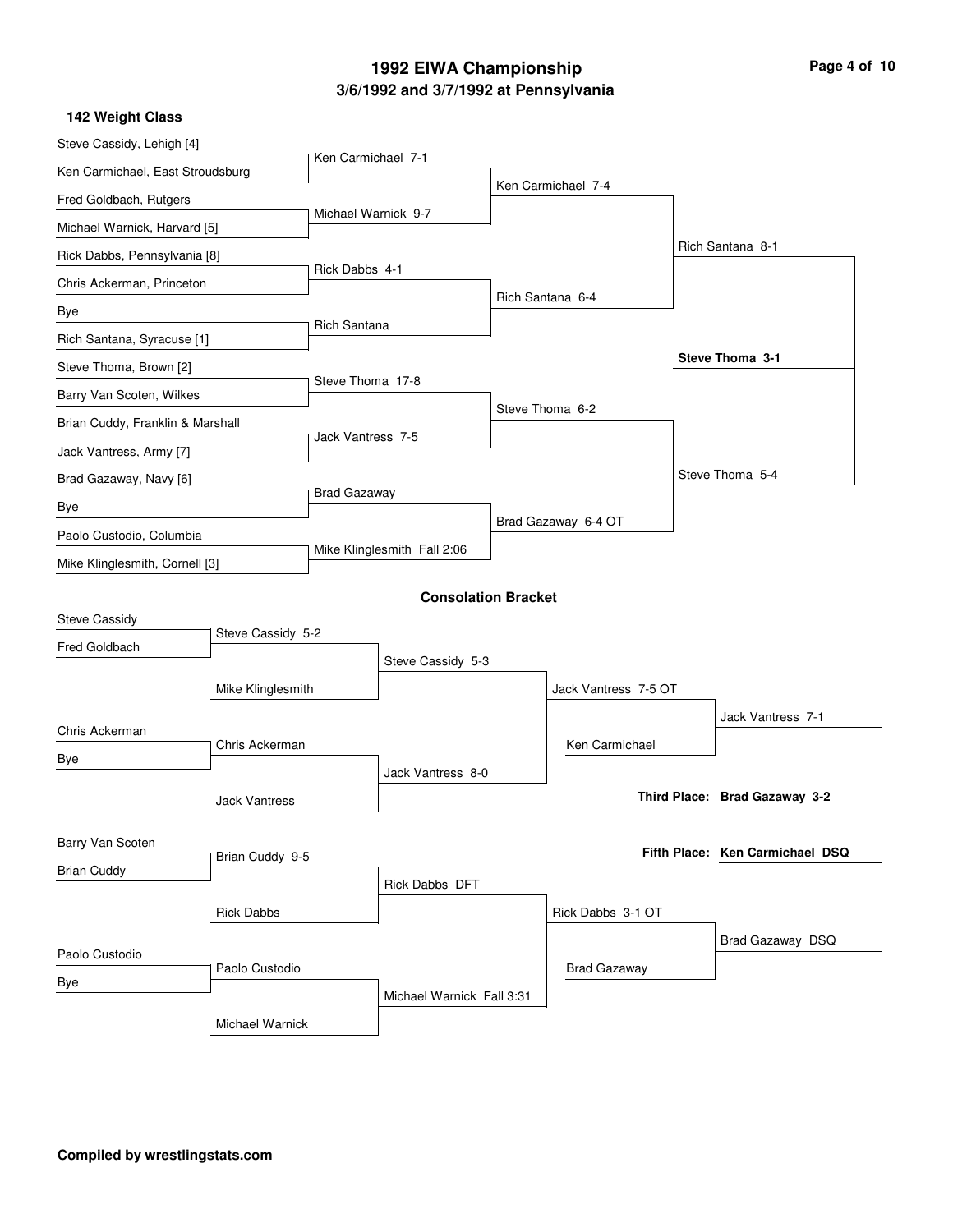# 1992 EIWA Championship

## 3/6/1992 and 3/7/1992 at Pennsylvania

### 142 Weight Class

Steve Cassidy, Lehigh [4]
Ken Carmichael, East Stroudsburg
Fred Goldbach, Rutgers
Michael Warnick, Harvard [5]
Rick Dabbs, Pennsylvania [8]
Chris Ackerman, Princeton
Bye
Rich Santana, Syracuse [1]
Steve Thoma, Brown [2]
Barry Van Scoten, Wilkes
Brian Cuddy, Franklin & Marshall
Jack Vantress, Army [7]
Brad Gazaway, Navy [6]
Bye
Paolo Custodio, Columbia
Mike Klinglesmith, Cornell [3]

Ken Carmichael 7-1
Michael Warnick 9-7
Rick Dabbs 4-1
Rich Santana
Steve Thoma 17-8
Jack Vantress 7-5
Brad Gazaway
Mike Klinglesmith Fall 2:06

Ken Carmichael 7-4
Rich Santana 6-4
Steve Thoma 6-2
Brad Gazaway 6-4 OT

Rich Santana 8-1
Steve Thoma 5-4

**Steve Thoma 3-1**

### Consolation Bracket

Steve Cassidy
Fred Goldbach
Steve Cassidy 5-2
Mike Klinglesmith
Steve Cassidy 5-3

Chris Ackerman
Bye
Chris Ackerman
Jack Vantress
Jack Vantress 8-0

Jack Vantress 7-5 OT
Ken Carmichael
Jack Vantress 7-1

**Third Place: Brad Gazaway 3-2**

**Fifth Place: Ken Carmichael DSQ**

Barry Van Scoten
Brian Cuddy
Brian Cuddy 9-5
Rick Dabbs
Rick Dabbs DFT

Paolo Custodio
Bye
Paolo Custodio
Michael Warnick
Michael Warnick Fall 3:31

Rick Dabbs 3-1 OT
Brad Gazaway
Brad Gazaway DSQ

**Compiled by wrestlingstats.com**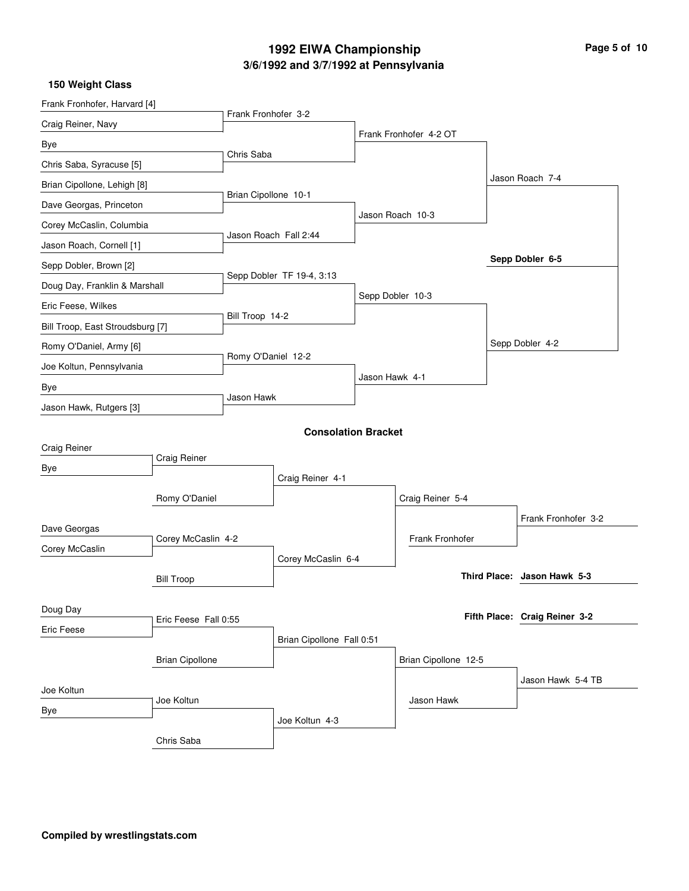# 1992 EIWA Championship
## 3/6/1992 and 3/7/1992 at Pennsylvania

### 150 Weight Class

Frank Fronhofer, Harvard [4]
Craig Reiner, Navy
Bye
Chris Saba, Syracuse [5]
Brian Cipollone, Lehigh [8]
Dave Georgas, Princeton
Corey McCaslin, Columbia
Jason Roach, Cornell [1]
Sepp Dobler, Brown [2]
Doug Day, Franklin & Marshall
Eric Feese, Wilkes
Bill Troop, East Stroudsburg [7]
Romy O'Daniel, Army [6]
Joe Koltun, Pennsylvania
Bye
Jason Hawk, Rutgers [3]

Frank Fronhofer 3-2
Chris Saba
Brian Cipollone 10-1
Jason Roach Fall 2:44
Sepp Dobler TF 19-4, 3:13
Bill Troop 14-2
Romy O'Daniel 12-2
Jason Hawk

Frank Fronhofer 4-2 OT
Jason Roach 10-3
Sepp Dobler 10-3
Jason Hawk 4-1

Jason Roach 7-4
Sepp Dobler 4-2

**Sepp Dobler 6-5**

### Consolation Bracket

Craig Reiner
Bye
Craig Reiner
Romy O'Daniel
Craig Reiner 4-1

Dave Georgas
Corey McCaslin
Corey McCaslin 4-2
Bill Troop
Corey McCaslin 6-4

Craig Reiner 5-4
Frank Fronhofer
Frank Fronhofer 3-2

**Third Place: Jason Hawk 5-3**

**Fifth Place: Craig Reiner 3-2**

Doug Day
Eric Feese
Eric Feese Fall 0:55
Brian Cipollone
Brian Cipollone Fall 0:51

Joe Koltun
Bye
Joe Koltun
Chris Saba
Joe Koltun 4-3

Brian Cipollone 12-5
Jason Hawk
Jason Hawk 5-4 TB

**Compiled by wrestlingstats.com**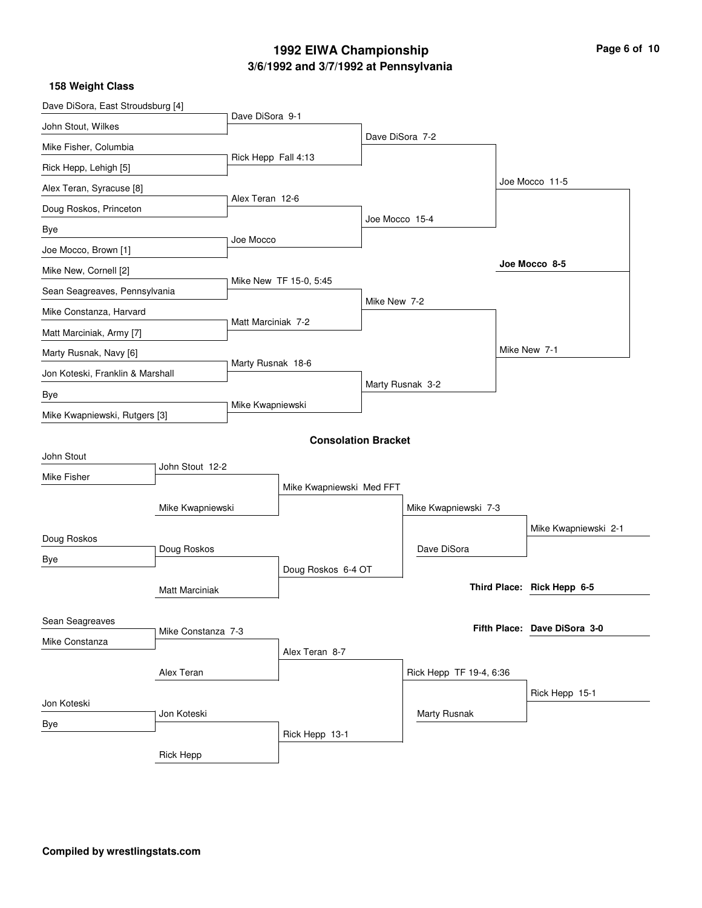# 1992 EIWA Championship
## 3/6/1992 and 3/7/1992 at Pennsylvania

### 158 Weight Class

Dave DiSora, East Stroudsburg [4]
John Stout, Wilkes
Dave DiSora 9-1

Mike Fisher, Columbia
Rick Hepp, Lehigh [5]
Rick Hepp Fall 4:13

Dave DiSora 7-2

Alex Teran, Syracuse [8]
Doug Roskos, Princeton
Alex Teran 12-6

Bye
Joe Mocco, Brown [1]
Joe Mocco

Joe Mocco 15-4

Joe Mocco 11-5

Mike New, Cornell [2]
Sean Seagreaves, Pennsylvania
Mike New TF 15-0, 5:45

Mike Constanza, Harvard
Matt Marciniak, Army [7]
Matt Marciniak 7-2

Mike New 7-2

Marty Rusnak, Navy [6]
Jon Koteski, Franklin & Marshall
Marty Rusnak 18-6

Bye
Mike Kwapniewski, Rutgers [3]
Mike Kwapniewski

Marty Rusnak 3-2

Mike New 7-1

**Joe Mocco 8-5**

### Consolation Bracket

John Stout
Mike Fisher
John Stout 12-2

Mike Kwapniewski
Mike Kwapniewski Med FFT

Doug Roskos
Bye
Doug Roskos

Matt Marciniak
Doug Roskos 6-4 OT

Mike Kwapniewski 7-3

Dave DiSora

Mike Kwapniewski 2-1

Sean Seagreaves
Mike Constanza
Mike Constanza 7-3

Alex Teran
Alex Teran 8-7

Jon Koteski
Bye
Jon Koteski

Rick Hepp
Rick Hepp 13-1

Rick Hepp TF 19-4, 6:36

Marty Rusnak

Rick Hepp 15-1

**Third Place: Rick Hepp 6-5**

**Fifth Place: Dave DiSora 3-0**

**Compiled by wrestlingstats.com**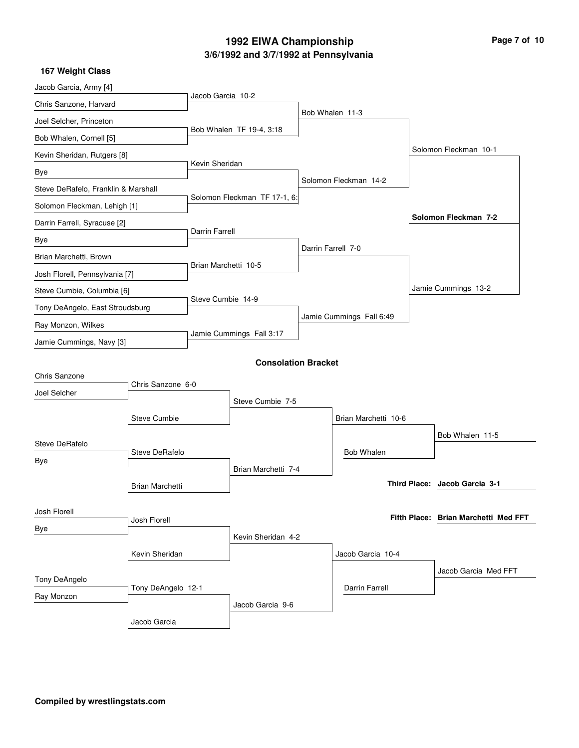# 1992 EIWA Championship

## 3/6/1992 and 3/7/1992 at Pennsylvania

### 167 Weight Class

Jacob Garcia, Army [4]
Chris Sanzone, Harvard
Joel Selcher, Princeton
Bob Whalen, Cornell [5]
Kevin Sheridan, Rutgers [8]
Bye
Steve DeRafelo, Franklin & Marshall
Solomon Fleckman, Lehigh [1]
Darrin Farrell, Syracuse [2]
Bye
Brian Marchetti, Brown
Josh Florell, Pennsylvania [7]
Steve Cumbie, Columbia [6]
Tony DeAngelo, East Stroudsburg
Ray Monzon, Wilkes
Jamie Cummings, Navy [3]

Jacob Garcia 10-2
Bob Whalen TF 19-4, 3:18
Kevin Sheridan
Solomon Fleckman TF 17-1, 6:
Darrin Farrell
Brian Marchetti 10-5
Steve Cumbie 14-9
Jamie Cummings Fall 3:17

Bob Whalen 11-3
Solomon Fleckman 14-2
Darrin Farrell 7-0
Jamie Cummings Fall 6:49

Solomon Fleckman 10-1
Jamie Cummings 13-2

**Solomon Fleckman 7-2**

### Consolation Bracket

Chris Sanzone
Joel Selcher
Chris Sanzone 6-0
Steve Cumbie
Steve Cumbie 7-5

Steve DeRafelo
Bye
Steve DeRafelo
Brian Marchetti
Brian Marchetti 7-4

Brian Marchetti 10-6
Bob Whalen
Bob Whalen 11-5

**Third Place: Jacob Garcia 3-1**

**Fifth Place: Brian Marchetti Med FFT**

Josh Florell
Bye
Josh Florell
Kevin Sheridan
Kevin Sheridan 4-2

Tony DeAngelo
Ray Monzon
Tony DeAngelo 12-1
Jacob Garcia
Jacob Garcia 9-6

Jacob Garcia 10-4
Darrin Farrell
Jacob Garcia Med FFT

**Compiled by wrestlingstats.com**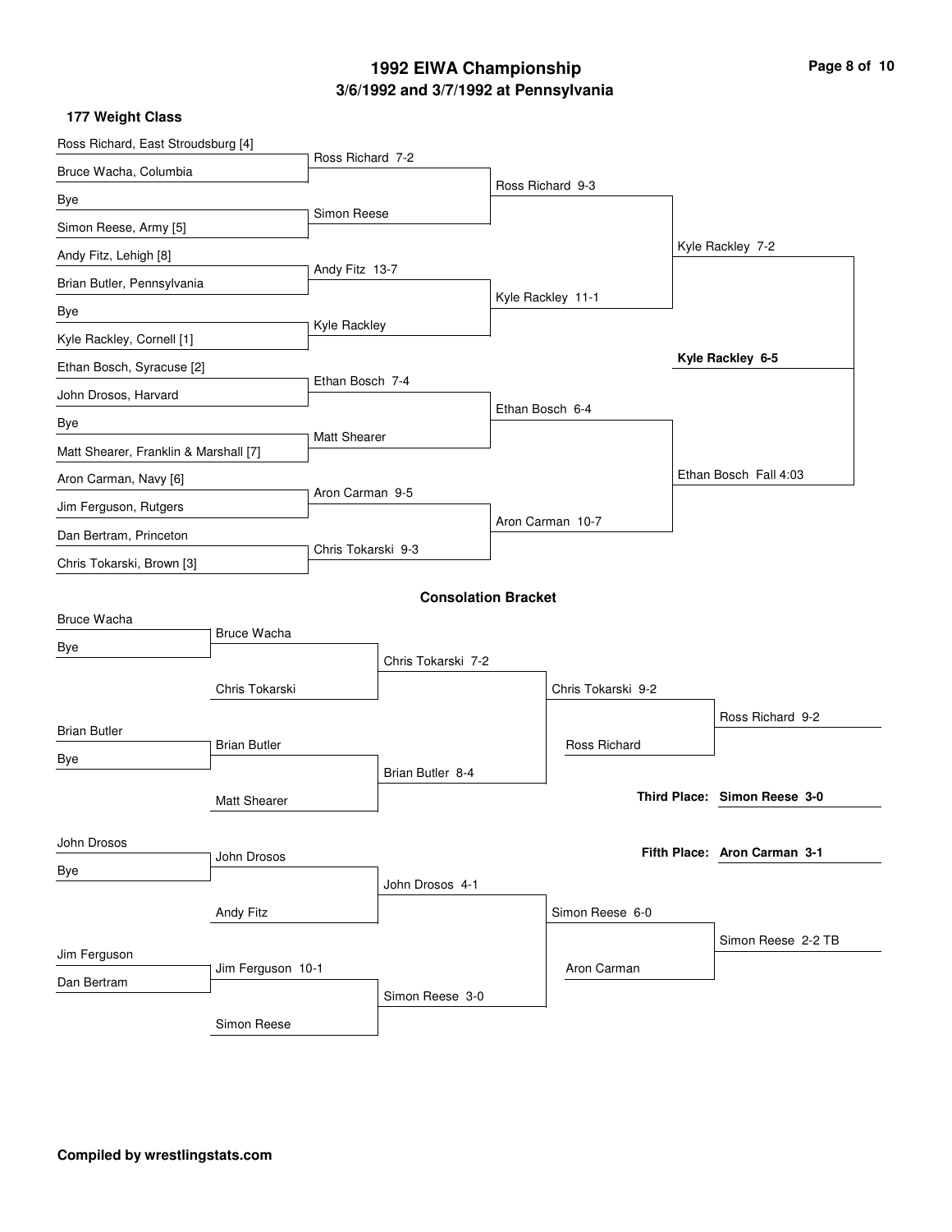# 1992 EIWA Championship

## 3/6/1992 and 3/7/1992 at Pennsylvania

### 177 Weight Class

Ross Richard, East Stroudsburg [4]
Bruce Wacha, Columbia
Bye
Simon Reese, Army [5]
Andy Fitz, Lehigh [8]
Brian Butler, Pennsylvania
Bye
Kyle Rackley, Cornell [1]
Ethan Bosch, Syracuse [2]
John Drosos, Harvard
Bye
Matt Shearer, Franklin & Marshall [7]
Aron Carman, Navy [6]
Jim Ferguson, Rutgers
Dan Bertram, Princeton
Chris Tokarski, Brown [3]

Ross Richard 7-2
Simon Reese
Andy Fitz 13-7
Kyle Rackley
Ethan Bosch 7-4
Matt Shearer
Aron Carman 9-5
Chris Tokarski 9-3

Ross Richard 9-3
Kyle Rackley 11-1
Ethan Bosch 6-4
Aron Carman 10-7

Kyle Rackley 7-2
Ethan Bosch Fall 4:03

**Kyle Rackley 6-5**

### Consolation Bracket

Bruce Wacha
Bye
Brian Butler
Bye
John Drosos
Bye
Jim Ferguson
Dan Bertram

Bruce Wacha
Chris Tokarski
Brian Butler
Matt Shearer
John Drosos
Andy Fitz
Jim Ferguson 10-1
Simon Reese

Chris Tokarski 7-2
Brian Butler 8-4
John Drosos 4-1
Simon Reese 3-0

Chris Tokarski 9-2
Ross Richard
Simon Reese 6-0
Aron Carman

Ross Richard 9-2
Simon Reese 2-2 TB

**Third Place: Simon Reese 3-0**

**Fifth Place: Aron Carman 3-1**

**Compiled by wrestlingstats.com**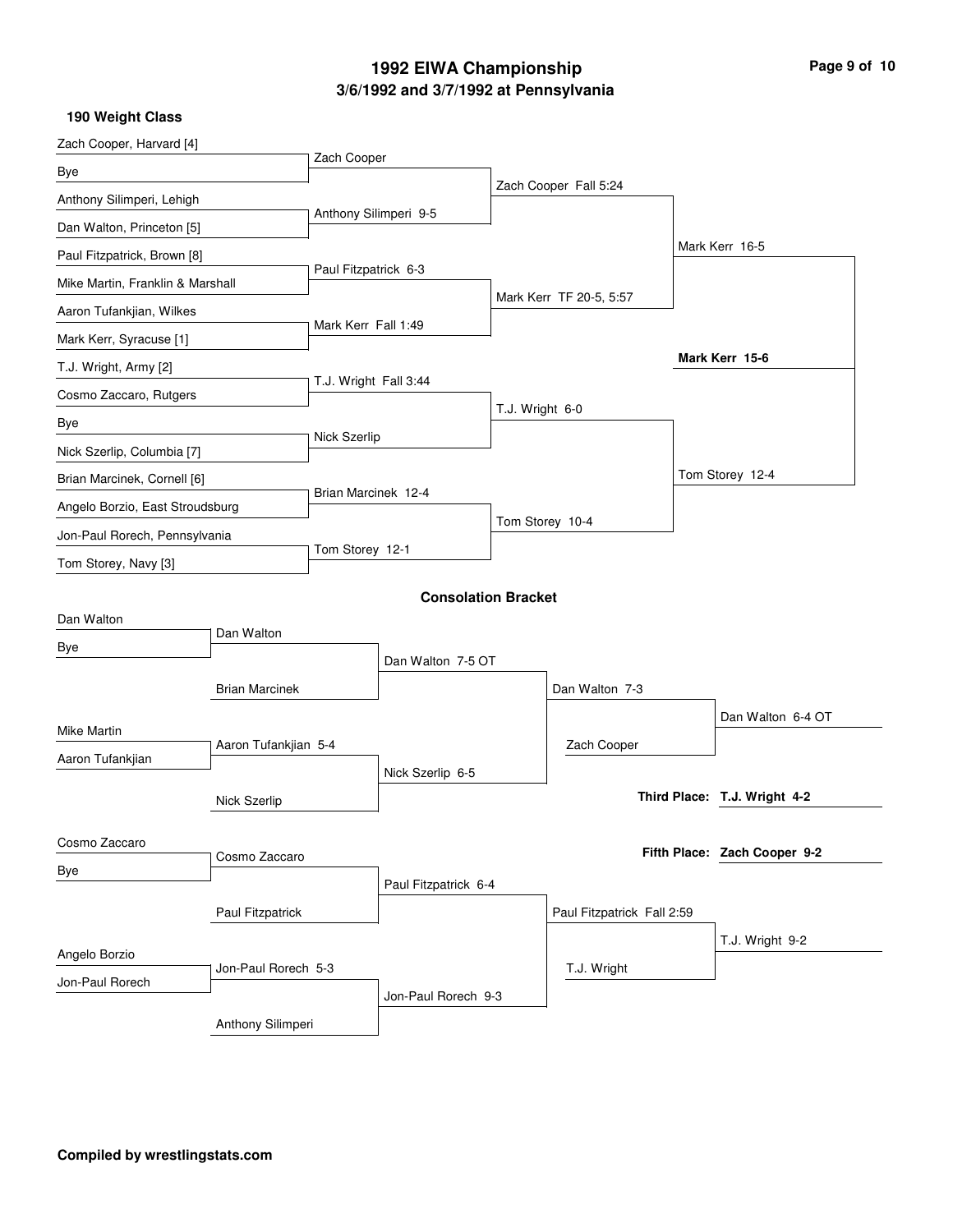# 1992 EIWA Championship

## 3/6/1992 and 3/7/1992 at Pennsylvania

### 190 Weight Class

Zach Cooper, Harvard [4]
Bye
Anthony Silimperi, Lehigh
Dan Walton, Princeton [5]
Paul Fitzpatrick, Brown [8]
Mike Martin, Franklin & Marshall
Aaron Tufankjian, Wilkes
Mark Kerr, Syracuse [1]
T.J. Wright, Army [2]
Cosmo Zaccaro, Rutgers
Bye
Nick Szerlip, Columbia [7]
Brian Marcinek, Cornell [6]
Angelo Borzio, East Stroudsburg
Jon-Paul Rorech, Pennsylvania
Tom Storey, Navy [3]

Zach Cooper
Anthony Silimperi 9-5
Paul Fitzpatrick 6-3
Mark Kerr Fall 1:49
T.J. Wright Fall 3:44
Nick Szerlip
Brian Marcinek 12-4
Tom Storey 12-1

Zach Cooper Fall 5:24
Mark Kerr TF 20-5, 5:57
T.J. Wright 6-0
Tom Storey 10-4

Mark Kerr 16-5
Tom Storey 12-4

**Mark Kerr 15-6**

### Consolation Bracket

Dan Walton
Bye
Mike Martin
Aaron Tufankjian
Cosmo Zaccaro
Bye
Angelo Borzio
Jon-Paul Rorech

Dan Walton
Brian Marcinek
Aaron Tufankjian 5-4
Nick Szerlip
Cosmo Zaccaro
Paul Fitzpatrick
Jon-Paul Rorech 5-3
Anthony Silimperi

Dan Walton 7-5 OT
Nick Szerlip 6-5
Paul Fitzpatrick 6-4
Jon-Paul Rorech 9-3

Dan Walton 7-3
Zach Cooper
Paul Fitzpatrick Fall 2:59
T.J. Wright

Dan Walton 6-4 OT
T.J. Wright 9-2

**Third Place: T.J. Wright 4-2**

**Fifth Place: Zach Cooper 9-2**

**Compiled by wrestlingstats.com**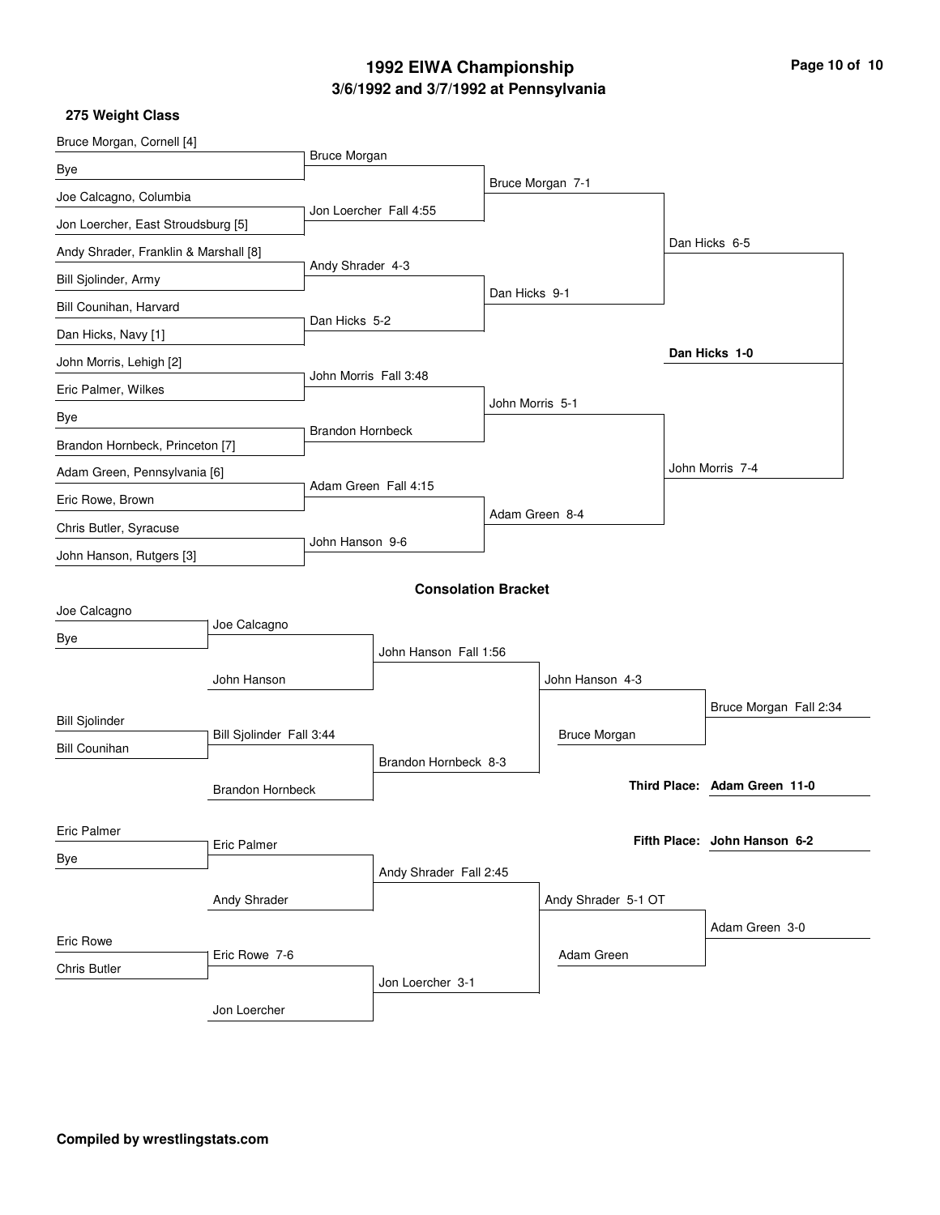# 1992 EIWA Championship

## 3/6/1992 and 3/7/1992 at Pennsylvania

### 275 Weight Class

**Championship Bracket**

First Round:
- Bruce Morgan, Cornell [4] vs Bye — Bruce Morgan
- Joe Calcagno, Columbia vs Jon Loercher, East Stroudsburg [5] — Jon Loercher Fall 4:55
- Andy Shrader, Franklin & Marshall [8] vs Bill Sjolinder, Army — Andy Shrader 4-3
- Bill Counihan, Harvard vs Dan Hicks, Navy [1] — Dan Hicks 5-2
- John Morris, Lehigh [2] vs Eric Palmer, Wilkes — John Morris Fall 3:48
- Bye vs Brandon Hornbeck, Princeton [7] — Brandon Hornbeck
- Adam Green, Pennsylvania [6] vs Eric Rowe, Brown — Adam Green Fall 4:15
- Chris Butler, Syracuse vs John Hanson, Rutgers [3] — John Hanson 9-6

Quarterfinals:
- Bruce Morgan 7-1
- Dan Hicks 9-1
- John Morris 5-1
- Adam Green 8-4

Semifinals:
- Dan Hicks 6-5
- John Morris 7-4

Final:
- **Dan Hicks 1-0**

### Consolation Bracket

First Round:
- Joe Calcagno vs Bye — Joe Calcagno
- Bill Sjolinder vs Bill Counihan — Bill Sjolinder Fall 3:44
- Eric Palmer vs Bye — Eric Palmer
- Eric Rowe vs Chris Butler — Eric Rowe 7-6

Second Round:
- Joe Calcagno vs John Hanson — John Hanson Fall 1:56
- Bill Sjolinder vs Brandon Hornbeck — Brandon Hornbeck 8-3
- Eric Palmer vs Andy Shrader — Andy Shrader Fall 2:45
- Eric Rowe vs Jon Loercher — Jon Loercher 3-1

Third Round:
- John Hanson 4-3
- Andy Shrader 5-1 OT

Consolation Semifinals:
- John Hanson vs Bruce Morgan — Bruce Morgan Fall 2:34
- Andy Shrader vs Adam Green — Adam Green 3-0

**Third Place: Adam Green 11-0**

**Fifth Place: John Hanson 6-2**

**Compiled by wrestlingstats.com**